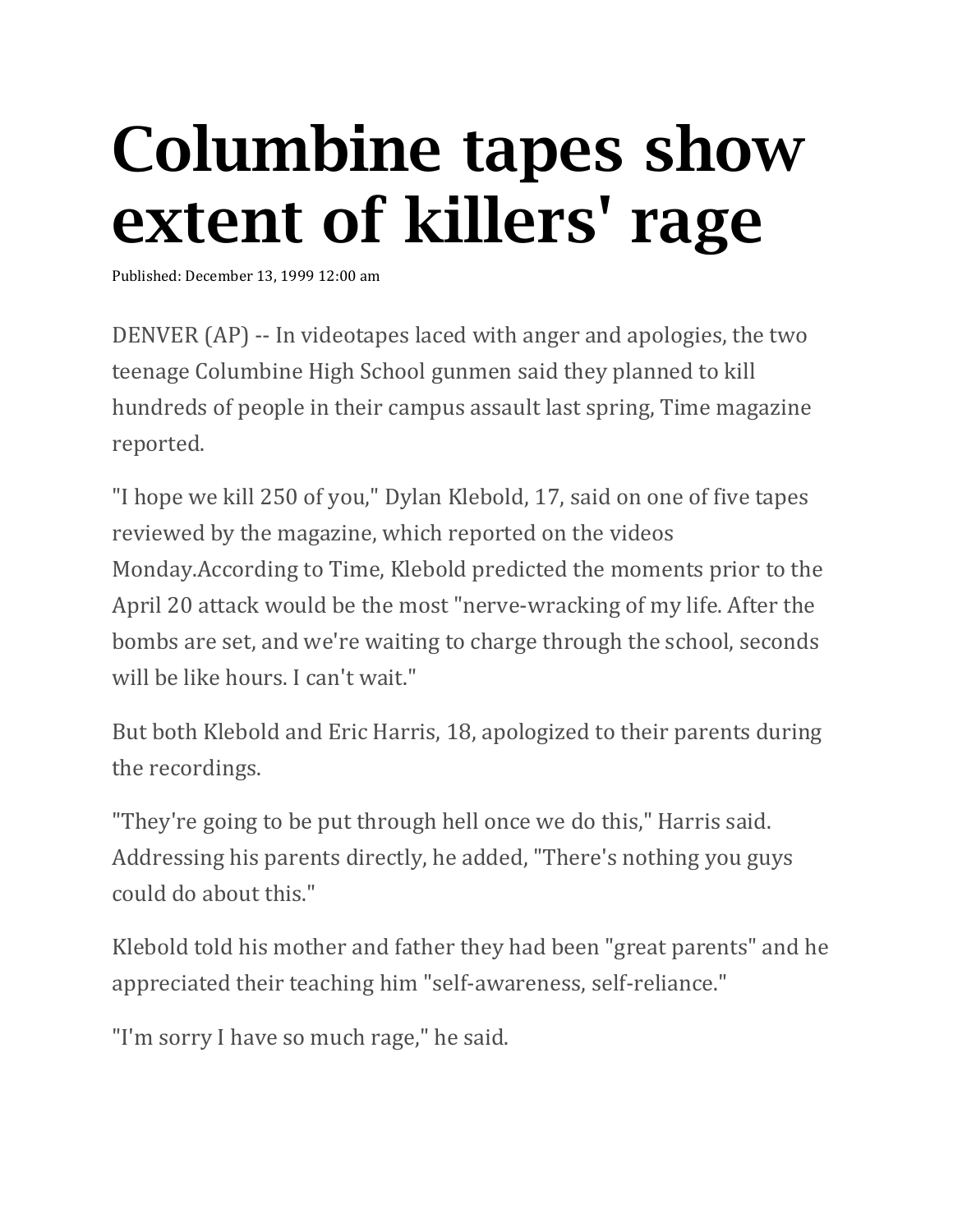# Columbine tapes show extent of killers' rage

Published: December 13, 1999 12:00 am

DENVER (AP) -- In videotapes laced with anger and apologies, the two teenage Columbine High School gunmen said they planned to kill hundreds of people in their campus assault last spring, Time magazine reported.

"I hope we kill 250 of you," Dylan Klebold, 17, said on one of five tapes reviewed by the magazine, which reported on the videos Monday.According to Time, Klebold predicted the moments prior to the April 20 attack would be the most "nerve-wracking of my life. After the bombs are set, and we're waiting to charge through the school, seconds will be like hours. I can't wait."

But both Klebold and Eric Harris, 18, apologized to their parents during the recordings.

"They're going to be put through hell once we do this," Harris said. Addressing his parents directly, he added, "There's nothing you guys could do about this."

Klebold told his mother and father they had been "great parents" and he appreciated their teaching him "self-awareness, self-reliance."

"I'm sorry I have so much rage," he said.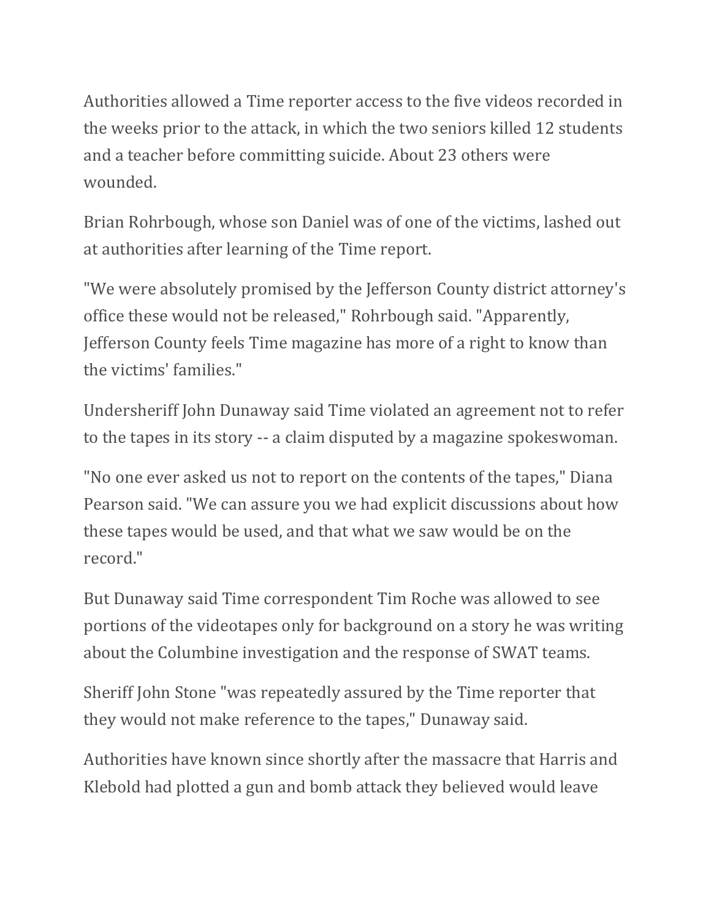Authorities allowed a Time reporter access to the five videos recorded in the weeks prior to the attack, in which the two seniors killed 12 students and a teacher before committing suicide. About 23 others were wounded.

Brian Rohrbough, whose son Daniel was of one of the victims, lashed out at authorities after learning of the Time report.

"We were absolutely promised by the Jefferson County district attorney's office these would not be released," Rohrbough said. "Apparently, Jefferson County feels Time magazine has more of a right to know than the victims' families."

Undersheriff John Dunaway said Time violated an agreement not to refer to the tapes in its story -- a claim disputed by a magazine spokeswoman.

"No one ever asked us not to report on the contents of the tapes," Diana Pearson said. "We can assure you we had explicit discussions about how these tapes would be used, and that what we saw would be on the record."

But Dunaway said Time correspondent Tim Roche was allowed to see portions of the videotapes only for background on a story he was writing about the Columbine investigation and the response of SWAT teams.

Sheriff John Stone "was repeatedly assured by the Time reporter that they would not make reference to the tapes," Dunaway said.

Authorities have known since shortly after the massacre that Harris and Klebold had plotted a gun and bomb attack they believed would leave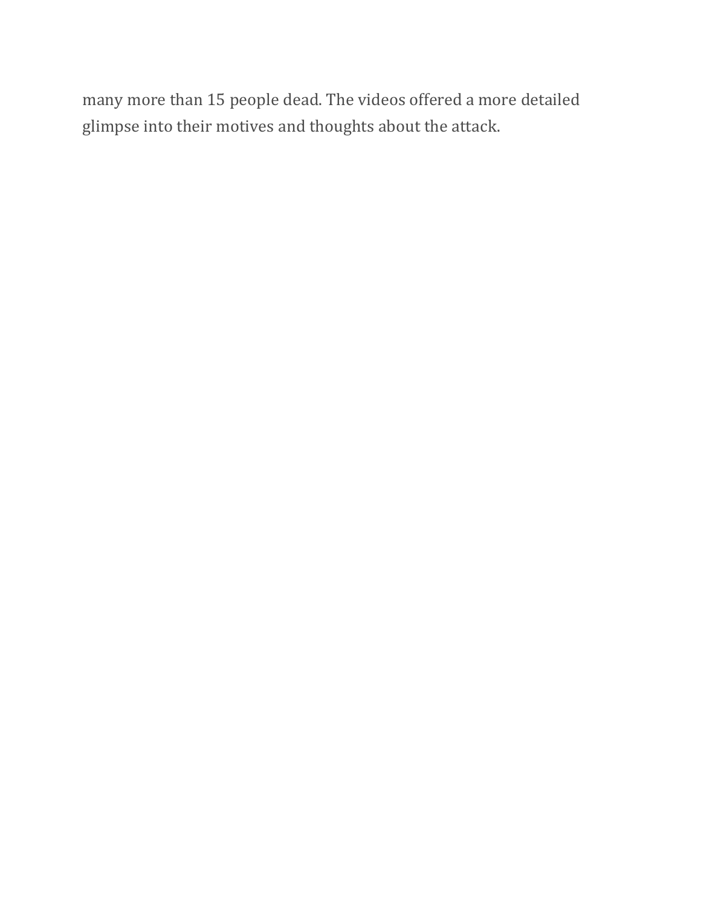many more than 15 people dead. The videos offered a more detailed glimpse into their motives and thoughts about the attack.